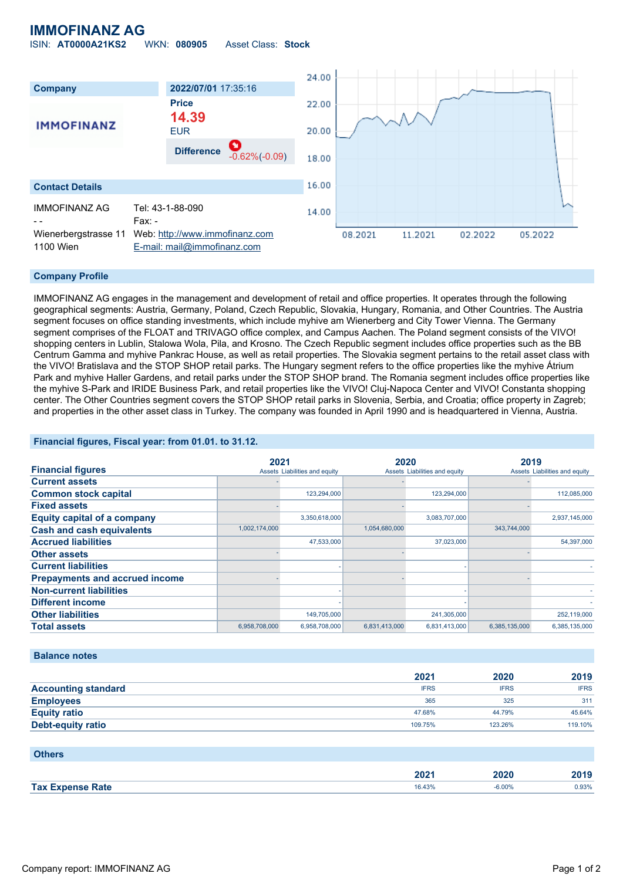# IMMOFINANZ AG

ISIN: **AT0000A21KS2** WKN: **080905** Asset Class: **Stock**

| Company | 2022/07/01 17:35:16 |
|---|---|
| IMMOFINANZ | Price |
| | **14.39** |
| | EUR |
| | Difference -0.62%(-0.09) |

## Contact Details

| | |
|---|---|
| IMMOFINANZ AG | Tel: 43-1-88-090 |
| - - | Fax: - |
| Wienerbergstrasse 11 | Web: http://www.immofinanz.com |
| 1100 Wien | E-mail: mail@immofinanz.com |

## Company Profile

IMMOFINANZ AG engages in the management and development of retail and office properties. It operates through the following geographical segments: Austria, Germany, Poland, Czech Republic, Slovakia, Hungary, Romania, and Other Countries. The Austria segment focuses on office standing investments, which include myhive am Wienerberg and City Tower Vienna. The Germany segment comprises of the FLOAT and TRIVAGO office complex, and Campus Aachen. The Poland segment consists of the VIVO! shopping centers in Lublin, Stalowa Wola, Pila, and Krosno. The Czech Republic segment includes office properties such as the BB Centrum Gamma and myhive Pankrac House, as well as retail properties. The Slovakia segment pertains to the retail asset class with the VIVO! Bratislava and the STOP SHOP retail parks. The Hungary segment refers to the office properties like the myhive Átrium Park and myhive Haller Gardens, and retail parks under the STOP SHOP brand. The Romania segment includes office properties like the myhive S-Park and IRIDE Business Park, and retail properties like the VIVO! Cluj-Napoca Center and VIVO! Constanta shopping center. The Other Countries segment covers the STOP SHOP retail parks in Slovenia, Serbia, and Croatia; office property in Zagreb; and properties in the other asset class in Turkey. The company was founded in April 1990 and is headquartered in Vienna, Austria.

## Financial figures, Fiscal year: from 01.01. to 31.12.

| Financial figures | 2021 | | 2020 | | 2019 | |
|---|---|---|---|---|---|---|
| | Assets | Liabilities and equity | Assets | Liabilities and equity | Assets | Liabilities and equity |
| Current assets | - | | - | | - | |
| Common stock capital | | 123,294,000 | | 123,294,000 | | 112,085,000 |
| Fixed assets | - | | - | | - | |
| Equity capital of a company | | 3,350,618,000 | | 3,083,707,000 | | 2,937,145,000 |
| Cash and cash equivalents | 1,002,174,000 | | 1,054,680,000 | | 343,744,000 | |
| Accrued liabilities | | 47,533,000 | | 37,023,000 | | 54,397,000 |
| Other assets | - | | - | | - | |
| Current liabilities | | - | | - | | - |
| Prepayments and accrued income | - | | - | | - | |
| Non-current liabilities | | - | | - | | - |
| Different income | | - | | - | | - |
| Other liabilities | | 149,705,000 | | 241,305,000 | | 252,119,000 |
| Total assets | 6,958,708,000 | 6,958,708,000 | 6,831,413,000 | 6,831,413,000 | 6,385,135,000 | 6,385,135,000 |

## Balance notes

| | 2021 | 2020 | 2019 |
|---|---|---|---|
| Accounting standard | IFRS | IFRS | IFRS |
| Employees | 365 | 325 | 311 |
| Equity ratio | 47.68% | 44.79% | 45.64% |
| Debt-equity ratio | 109.75% | 123.26% | 119.10% |

## Others

| | 2021 | 2020 | 2019 |
|---|---|---|---|
| Tax Expense Rate | 16.43% | -6.00% | 0.93% |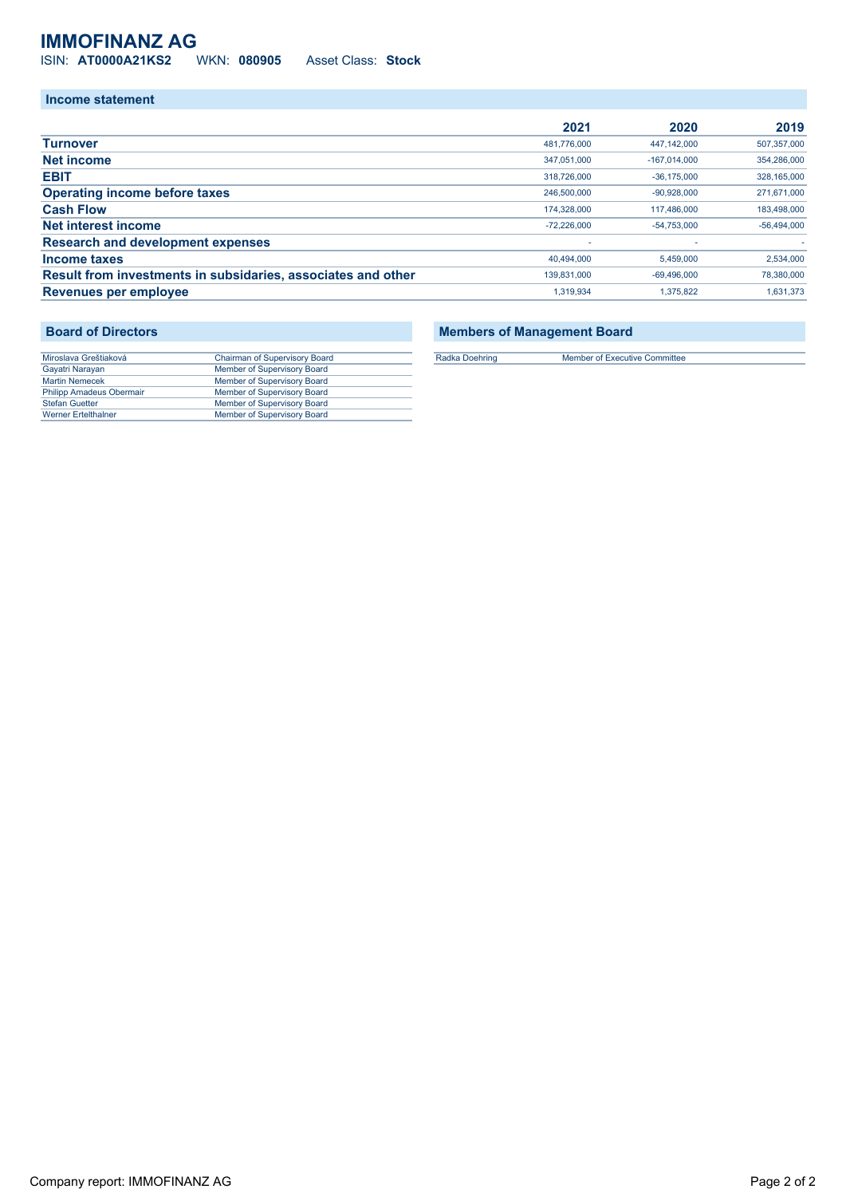# IMMOFINANZ AG

ISIN: **AT0000A21KS2** WKN: **080905** Asset Class: **Stock**

## Income statement

| | 2021 | 2020 | 2019 |
|---|---|---|---|
| **Turnover** | 481,776,000 | 447,142,000 | 507,357,000 |
| **Net income** | 347,051,000 | -167,014,000 | 354,286,000 |
| **EBIT** | 318,726,000 | -36,175,000 | 328,165,000 |
| **Operating income before taxes** | 246,500,000 | -90,928,000 | 271,671,000 |
| **Cash Flow** | 174,328,000 | 117,486,000 | 183,498,000 |
| **Net interest income** | -72,226,000 | -54,753,000 | -56,494,000 |
| **Research and development expenses** | - | - | - |
| **Income taxes** | 40,494,000 | 5,459,000 | 2,534,000 |
| **Result from investments in subsidaries, associates and other** | 139,831,000 | -69,496,000 | 78,380,000 |
| **Revenues per employee** | 1,319,934 | 1,375,822 | 1,631,373 |

## Board of Directors

| | |
|---|---|
| Miroslava Greštiaková | Chairman of Supervisory Board |
| Gayatri Narayan | Member of Supervisory Board |
| Martin Nemecek | Member of Supervisory Board |
| Philipp Amadeus Obermair | Member of Supervisory Board |
| Stefan Guetter | Member of Supervisory Board |
| Werner Ertelthalner | Member of Supervisory Board |

## Members of Management Board

| | |
|---|---|
| Radka Doehring | Member of Executive Committee |